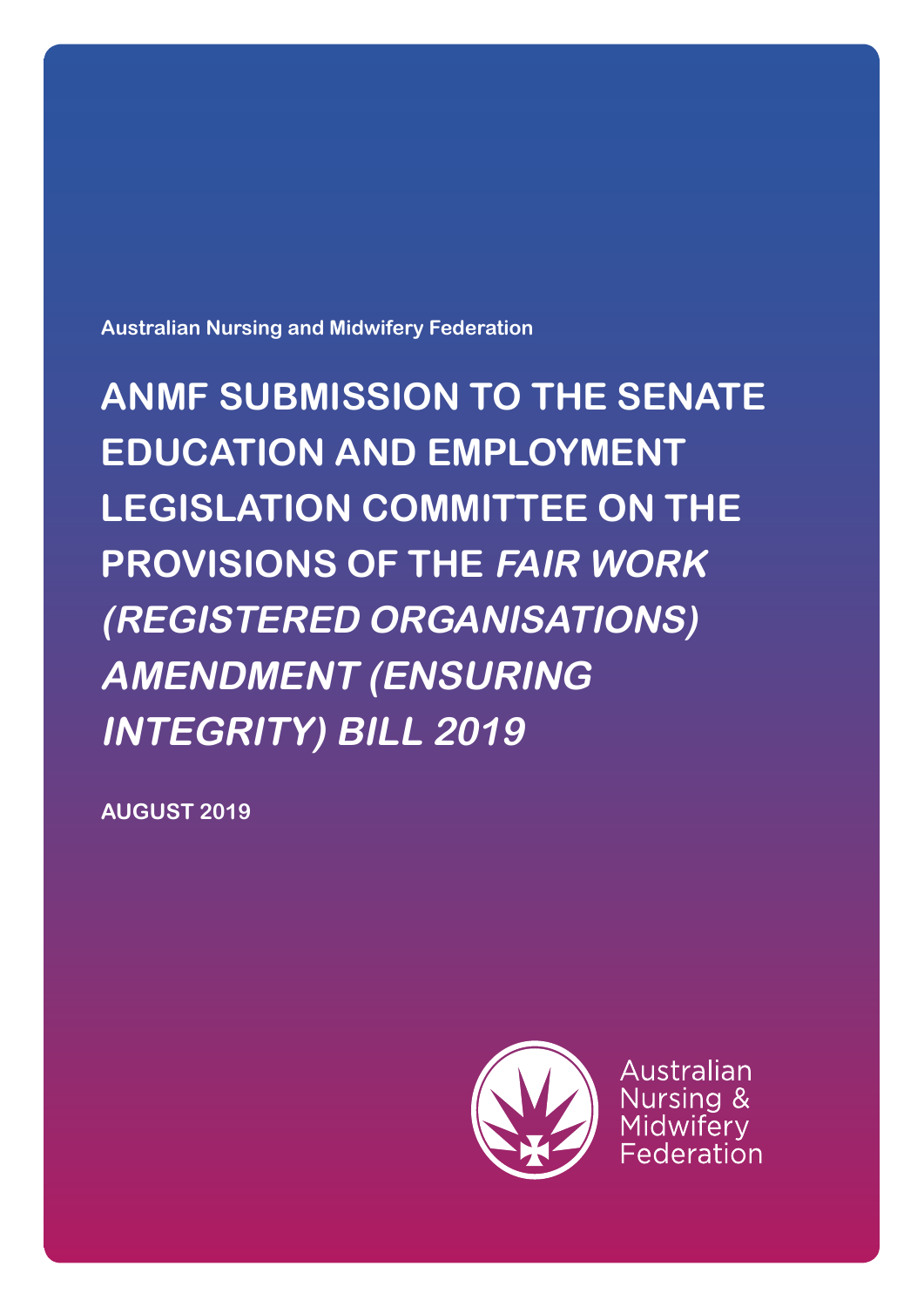Australian Nursing and Midwifery Federation

# ANMF SUBMISSION TO THE SENATE EDUCATION AND EMPLOYMENT LEGISLATION COMMITTEE ON THE PROVISIONS OF THE *FAIR WORK (REGISTERED ORGANISATIONS) AMENDMENT (ENSURING INTEGRITY) BILL 2019*

AUGUST 2019

Australian Nursing & Midwifery Federation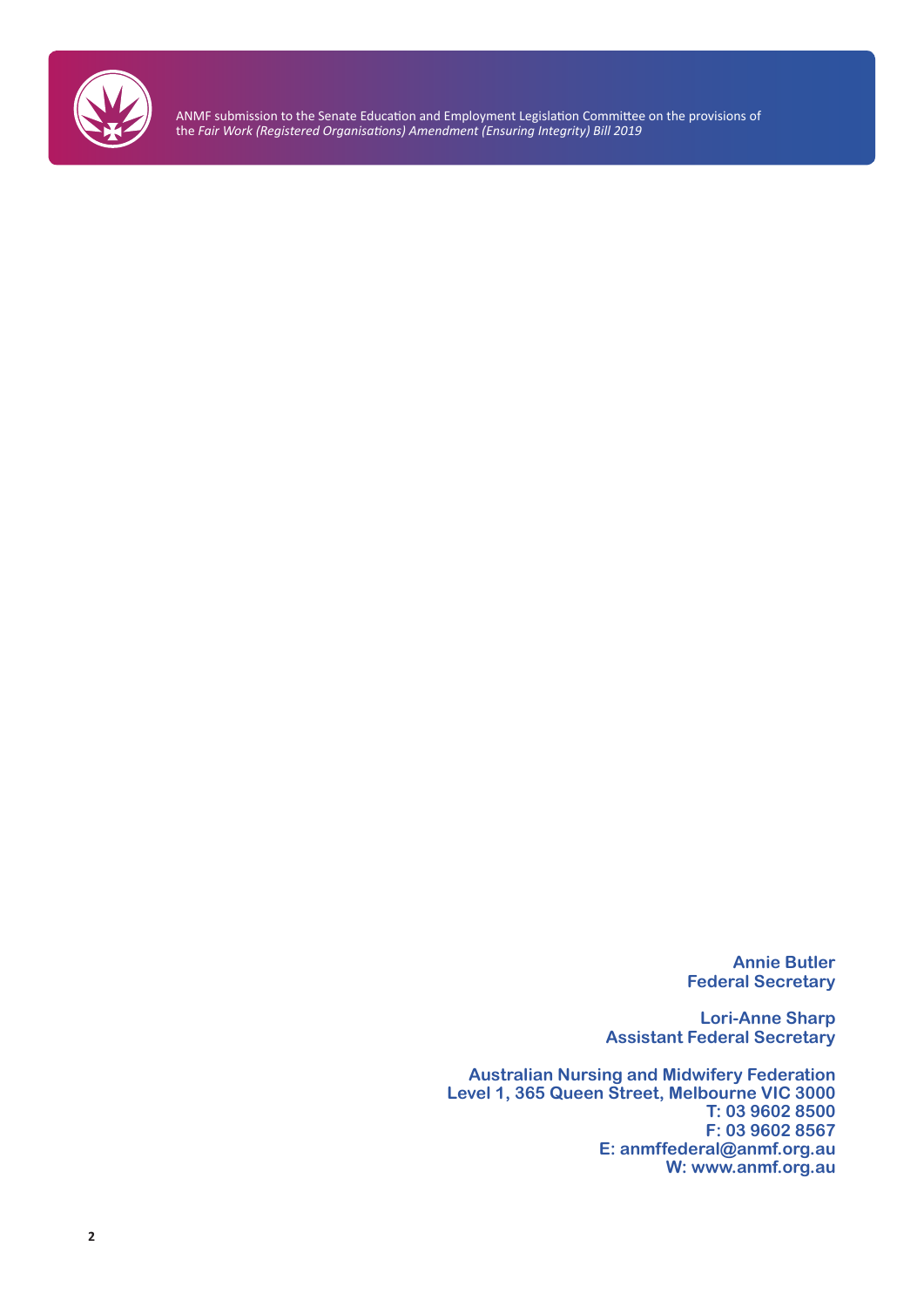**Annie Butler**
**Federal Secretary**

**Lori-Anne Sharp**
**Assistant Federal Secretary**

**Australian Nursing and Midwifery Federation**
**Level 1, 365 Queen Street, Melbourne VIC 3000**
**T: 03 9602 8500**
**F: 03 9602 8567**
**E: anmffederal@anmf.org.au**
**W: www.anmf.org.au**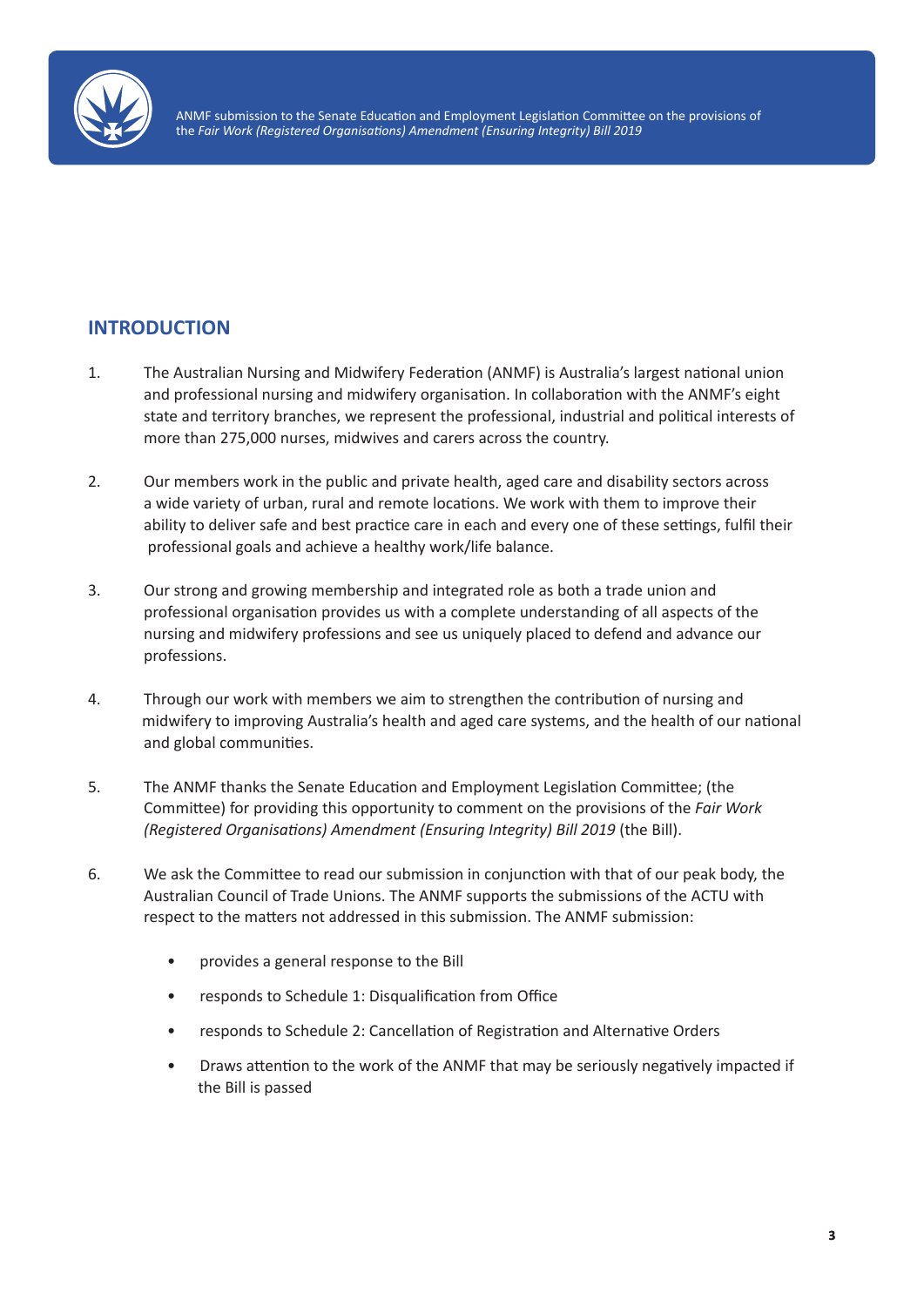## INTRODUCTION

1. The Australian Nursing and Midwifery Federation (ANMF) is Australia's largest national union and professional nursing and midwifery organisation. In collaboration with the ANMF's eight state and territory branches, we represent the professional, industrial and political interests of more than 275,000 nurses, midwives and carers across the country.

2. Our members work in the public and private health, aged care and disability sectors across a wide variety of urban, rural and remote locations. We work with them to improve their ability to deliver safe and best practice care in each and every one of these settings, fulfil their professional goals and achieve a healthy work/life balance.

3. Our strong and growing membership and integrated role as both a trade union and professional organisation provides us with a complete understanding of all aspects of the nursing and midwifery professions and see us uniquely placed to defend and advance our professions.

4. Through our work with members we aim to strengthen the contribution of nursing and midwifery to improving Australia's health and aged care systems, and the health of our national and global communities.

5. The ANMF thanks the Senate Education and Employment Legislation Committee; (the Committee) for providing this opportunity to comment on the provisions of the *Fair Work (Registered Organisations) Amendment (Ensuring Integrity) Bill 2019* (the Bill).

6. We ask the Committee to read our submission in conjunction with that of our peak body, the Australian Council of Trade Unions. The ANMF supports the submissions of the ACTU with respect to the matters not addressed in this submission. The ANMF submission:

   - provides a general response to the Bill
   - responds to Schedule 1: Disqualification from Office
   - responds to Schedule 2: Cancellation of Registration and Alternative Orders
   - Draws attention to the work of the ANMF that may be seriously negatively impacted if the Bill is passed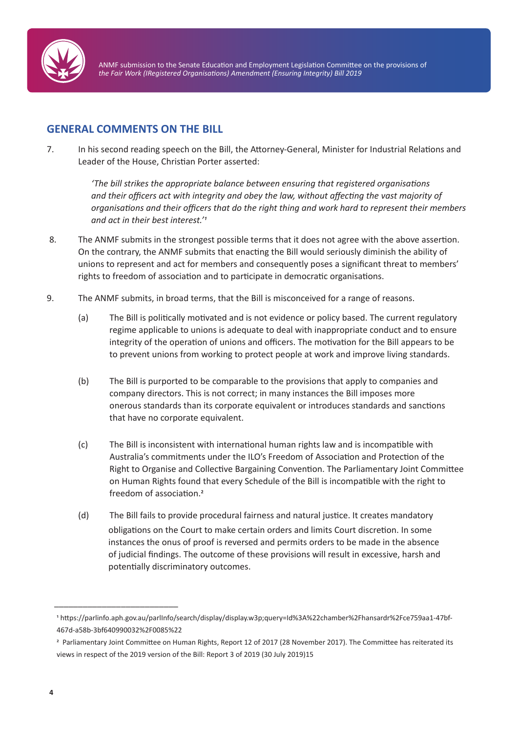## GENERAL COMMENTS ON THE BILL

7. In his second reading speech on the Bill, the Attorney-General, Minister for Industrial Relations and Leader of the House, Christian Porter asserted:

   *'The bill strikes the appropriate balance between ensuring that registered organisations and their officers act with integrity and obey the law, without affecting the vast majority of organisations and their officers that do the right thing and work hard to represent their members and act in their best interest.'*[1]

8. The ANMF submits in the strongest possible terms that it does not agree with the above assertion. On the contrary, the ANMF submits that enacting the Bill would seriously diminish the ability of unions to represent and act for members and consequently poses a significant threat to members' rights to freedom of association and to participate in democratic organisations.

9. The ANMF submits, in broad terms, that the Bill is misconceived for a range of reasons.

   (a) The Bill is politically motivated and is not evidence or policy based. The current regulatory regime applicable to unions is adequate to deal with inappropriate conduct and to ensure integrity of the operation of unions and officers. The motivation for the Bill appears to be to prevent unions from working to protect people at work and improve living standards.

   (b) The Bill is purported to be comparable to the provisions that apply to companies and company directors. This is not correct; in many instances the Bill imposes more onerous standards than its corporate equivalent or introduces standards and sanctions that have no corporate equivalent.

   (c) The Bill is inconsistent with international human rights law and is incompatible with Australia's commitments under the ILO's Freedom of Association and Protection of the Right to Organise and Collective Bargaining Convention. The Parliamentary Joint Committee on Human Rights found that every Schedule of the Bill is incompatible with the right to freedom of association.[2]

   (d) The Bill fails to provide procedural fairness and natural justice. It creates mandatory obligations on the Court to make certain orders and limits Court discretion. In some instances the onus of proof is reversed and permits orders to be made in the absence of judicial findings. The outcome of these provisions will result in excessive, harsh and potentially discriminatory outcomes.

---

[1] https://parlinfo.aph.gov.au/parlInfo/search/display/display.w3p;query=Id%3A%22chamber%2Fhansardr%2Fce759aa1-47bf-467d-a58b-3bf640990032%2F0085%22

[2] Parliamentary Joint Committee on Human Rights, Report 12 of 2017 (28 November 2017). The Committee has reiterated its views in respect of the 2019 version of the Bill: Report 3 of 2019 (30 July 2019)15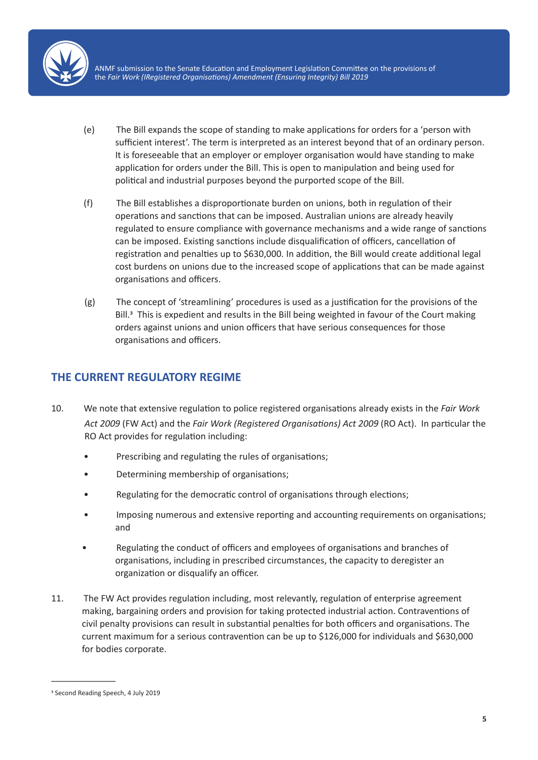(e) The Bill expands the scope of standing to make applications for orders for a 'person with sufficient interest'. The term is interpreted as an interest beyond that of an ordinary person. It is foreseeable that an employer or employer organisation would have standing to make application for orders under the Bill. This is open to manipulation and being used for political and industrial purposes beyond the purported scope of the Bill.

(f) The Bill establishes a disproportionate burden on unions, both in regulation of their operations and sanctions that can be imposed. Australian unions are already heavily regulated to ensure compliance with governance mechanisms and a wide range of sanctions can be imposed. Existing sanctions include disqualification of officers, cancellation of registration and penalties up to $630,000. In addition, the Bill would create additional legal cost burdens on unions due to the increased scope of applications that can be made against organisations and officers.

(g) The concept of 'streamlining' procedures is used as a justification for the provisions of the Bill.[3] This is expedient and results in the Bill being weighted in favour of the Court making orders against unions and union officers that have serious consequences for those organisations and officers.

## THE CURRENT REGULATORY REGIME

10. We note that extensive regulation to police registered organisations already exists in the *Fair Work Act 2009* (FW Act) and the *Fair Work (Registered Organisations) Act 2009* (RO Act). In particular the RO Act provides for regulation including:

- Prescribing and regulating the rules of organisations;
- Determining membership of organisations;
- Regulating for the democratic control of organisations through elections;
- Imposing numerous and extensive reporting and accounting requirements on organisations; and
- Regulating the conduct of officers and employees of organisations and branches of organisations, including in prescribed circumstances, the capacity to deregister an organization or disqualify an officer.

11. The FW Act provides regulation including, most relevantly, regulation of enterprise agreement making, bargaining orders and provision for taking protected industrial action. Contraventions of civil penalty provisions can result in substantial penalties for both officers and organisations. The current maximum for a serious contravention can be up to $126,000 for individuals and $630,000 for bodies corporate.

---

[3] Second Reading Speech, 4 July 2019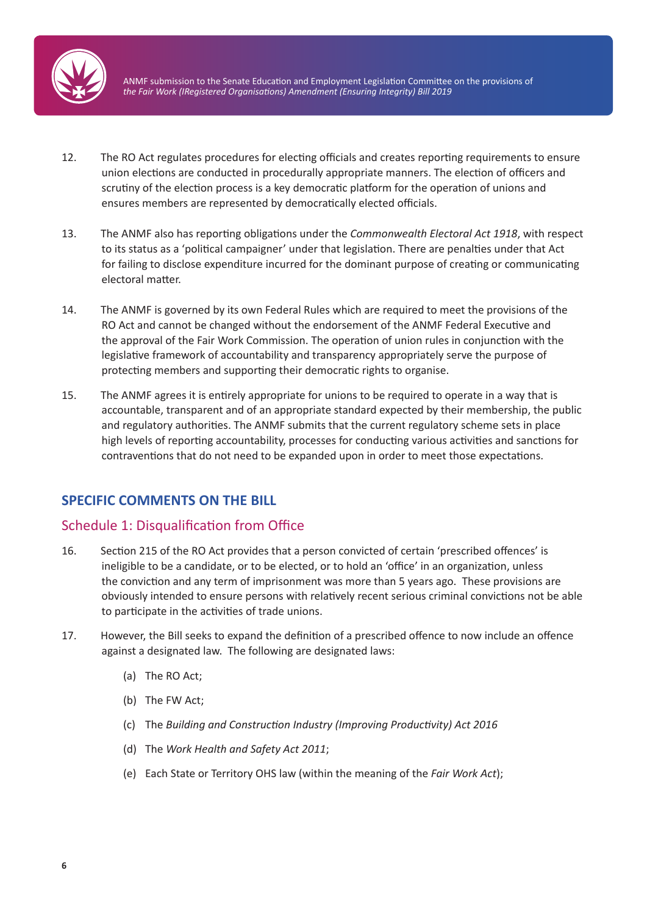12. The RO Act regulates procedures for electing officials and creates reporting requirements to ensure union elections are conducted in procedurally appropriate manners. The election of officers and scrutiny of the election process is a key democratic platform for the operation of unions and ensures members are represented by democratically elected officials.

13. The ANMF also has reporting obligations under the *Commonwealth Electoral Act 1918*, with respect to its status as a 'political campaigner' under that legislation. There are penalties under that Act for failing to disclose expenditure incurred for the dominant purpose of creating or communicating electoral matter.

14. The ANMF is governed by its own Federal Rules which are required to meet the provisions of the RO Act and cannot be changed without the endorsement of the ANMF Federal Executive and the approval of the Fair Work Commission. The operation of union rules in conjunction with the legislative framework of accountability and transparency appropriately serve the purpose of protecting members and supporting their democratic rights to organise.

15. The ANMF agrees it is entirely appropriate for unions to be required to operate in a way that is accountable, transparent and of an appropriate standard expected by their membership, the public and regulatory authorities. The ANMF submits that the current regulatory scheme sets in place high levels of reporting accountability, processes for conducting various activities and sanctions for contraventions that do not need to be expanded upon in order to meet those expectations.

## SPECIFIC COMMENTS ON THE BILL

### Schedule 1: Disqualification from Office

16. Section 215 of the RO Act provides that a person convicted of certain 'prescribed offences' is ineligible to be a candidate, or to be elected, or to hold an 'office' in an organization, unless the conviction and any term of imprisonment was more than 5 years ago. These provisions are obviously intended to ensure persons with relatively recent serious criminal convictions not be able to participate in the activities of trade unions.

17. However, the Bill seeks to expand the definition of a prescribed offence to now include an offence against a designated law. The following are designated laws:

    (a) The RO Act;

    (b) The FW Act;

    (c) The *Building and Construction Industry (Improving Productivity) Act 2016*

    (d) The *Work Health and Safety Act 2011*;

    (e) Each State or Territory OHS law (within the meaning of the *Fair Work Act*);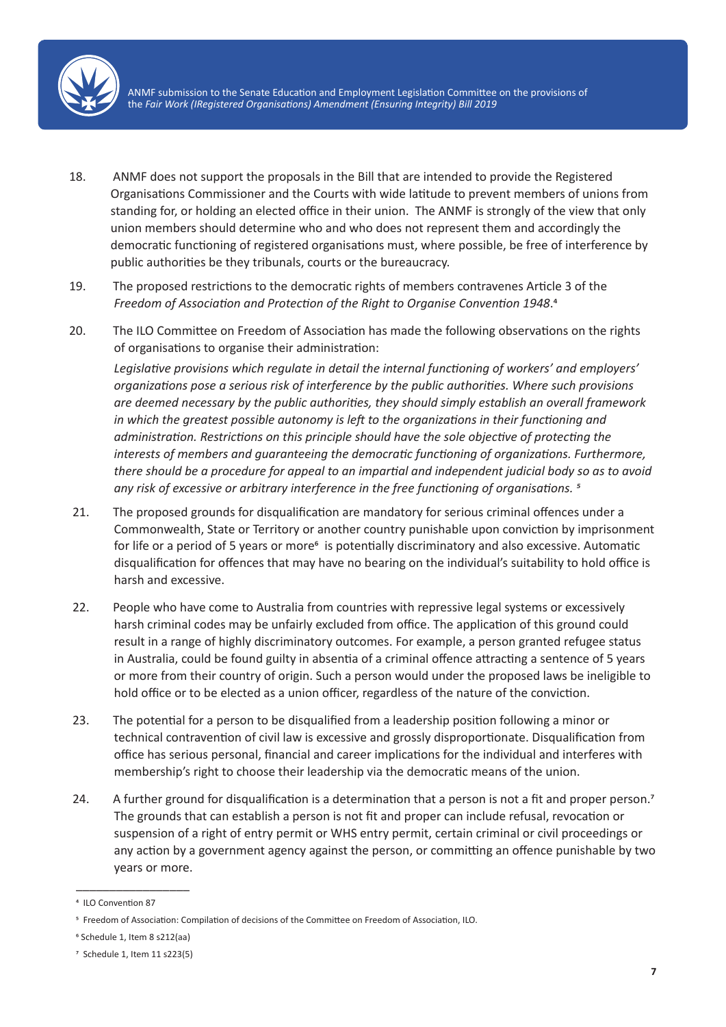18. ANMF does not support the proposals in the Bill that are intended to provide the Registered Organisations Commissioner and the Courts with wide latitude to prevent members of unions from standing for, or holding an elected office in their union. The ANMF is strongly of the view that only union members should determine who and who does not represent them and accordingly the democratic functioning of registered organisations must, where possible, be free of interference by public authorities be they tribunals, courts or the bureaucracy.

19. The proposed restrictions to the democratic rights of members contravenes Article 3 of the *Freedom of Association and Protection of the Right to Organise Convention 1948*.[4]

20. The ILO Committee on Freedom of Association has made the following observations on the rights of organisations to organise their administration:

    *Legislative provisions which regulate in detail the internal functioning of workers' and employers' organizations pose a serious risk of interference by the public authorities. Where such provisions are deemed necessary by the public authorities, they should simply establish an overall framework in which the greatest possible autonomy is left to the organizations in their functioning and administration. Restrictions on this principle should have the sole objective of protecting the interests of members and guaranteeing the democratic functioning of organizations. Furthermore, there should be a procedure for appeal to an impartial and independent judicial body so as to avoid any risk of excessive or arbitrary interference in the free functioning of organisations.* [5]

21. The proposed grounds for disqualification are mandatory for serious criminal offences under a Commonwealth, State or Territory or another country punishable upon conviction by imprisonment for life or a period of 5 years or more[6] is potentially discriminatory and also excessive. Automatic disqualification for offences that may have no bearing on the individual's suitability to hold office is harsh and excessive.

22. People who have come to Australia from countries with repressive legal systems or excessively harsh criminal codes may be unfairly excluded from office. The application of this ground could result in a range of highly discriminatory outcomes. For example, a person granted refugee status in Australia, could be found guilty in absentia of a criminal offence attracting a sentence of 5 years or more from their country of origin. Such a person would under the proposed laws be ineligible to hold office or to be elected as a union officer, regardless of the nature of the conviction.

23. The potential for a person to be disqualified from a leadership position following a minor or technical contravention of civil law is excessive and grossly disproportionate. Disqualification from office has serious personal, financial and career implications for the individual and interferes with membership's right to choose their leadership via the democratic means of the union.

24. A further ground for disqualification is a determination that a person is not a fit and proper person.[7] The grounds that can establish a person is not fit and proper can include refusal, revocation or suspension of a right of entry permit or WHS entry permit, certain criminal or civil proceedings or any action by a government agency against the person, or committing an offence punishable by two years or more.

---

[4] ILO Convention 87

[5] Freedom of Association: Compilation of decisions of the Committee on Freedom of Association, ILO.

[6] Schedule 1, Item 8 s212(aa)

[7] Schedule 1, Item 11 s223(5)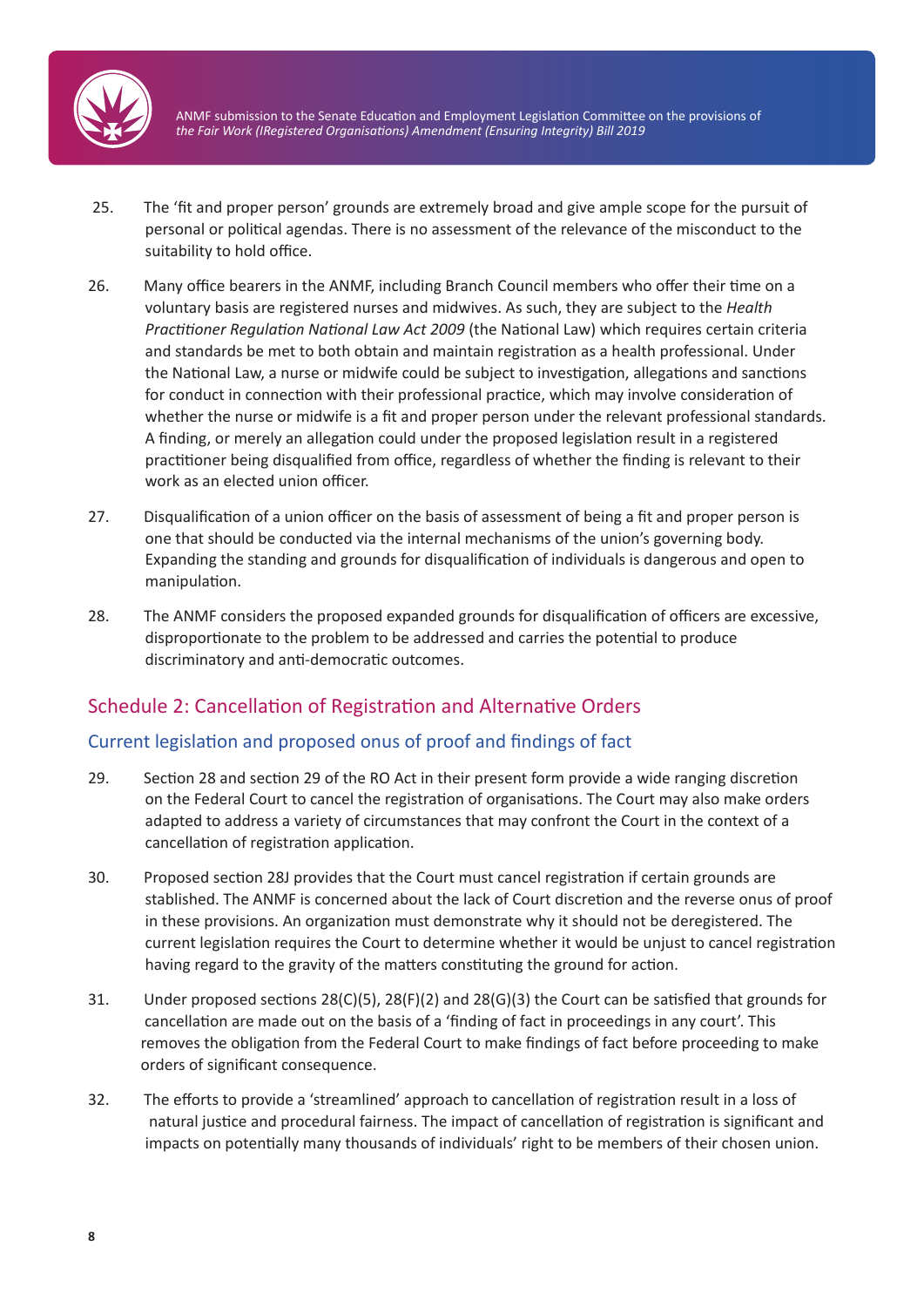25. The 'fit and proper person' grounds are extremely broad and give ample scope for the pursuit of personal or political agendas. There is no assessment of the relevance of the misconduct to the suitability to hold office.

26. Many office bearers in the ANMF, including Branch Council members who offer their time on a voluntary basis are registered nurses and midwives. As such, they are subject to the *Health Practitioner Regulation National Law Act 2009* (the National Law) which requires certain criteria and standards be met to both obtain and maintain registration as a health professional. Under the National Law, a nurse or midwife could be subject to investigation, allegations and sanctions for conduct in connection with their professional practice, which may involve consideration of whether the nurse or midwife is a fit and proper person under the relevant professional standards. A finding, or merely an allegation could under the proposed legislation result in a registered practitioner being disqualified from office, regardless of whether the finding is relevant to their work as an elected union officer.

27. Disqualification of a union officer on the basis of assessment of being a fit and proper person is one that should be conducted via the internal mechanisms of the union's governing body. Expanding the standing and grounds for disqualification of individuals is dangerous and open to manipulation.

28. The ANMF considers the proposed expanded grounds for disqualification of officers are excessive, disproportionate to the problem to be addressed and carries the potential to produce discriminatory and anti-democratic outcomes.

## Schedule 2: Cancellation of Registration and Alternative Orders

### Current legislation and proposed onus of proof and findings of fact

29. Section 28 and section 29 of the RO Act in their present form provide a wide ranging discretion on the Federal Court to cancel the registration of organisations. The Court may also make orders adapted to address a variety of circumstances that may confront the Court in the context of a cancellation of registration application.

30. Proposed section 28J provides that the Court must cancel registration if certain grounds are stablished. The ANMF is concerned about the lack of Court discretion and the reverse onus of proof in these provisions. An organization must demonstrate why it should not be deregistered. The current legislation requires the Court to determine whether it would be unjust to cancel registration having regard to the gravity of the matters constituting the ground for action.

31. Under proposed sections 28(C)(5), 28(F)(2) and 28(G)(3) the Court can be satisfied that grounds for cancellation are made out on the basis of a 'finding of fact in proceedings in any court'. This removes the obligation from the Federal Court to make findings of fact before proceeding to make orders of significant consequence.

32. The efforts to provide a 'streamlined' approach to cancellation of registration result in a loss of natural justice and procedural fairness. The impact of cancellation of registration is significant and impacts on potentially many thousands of individuals' right to be members of their chosen union.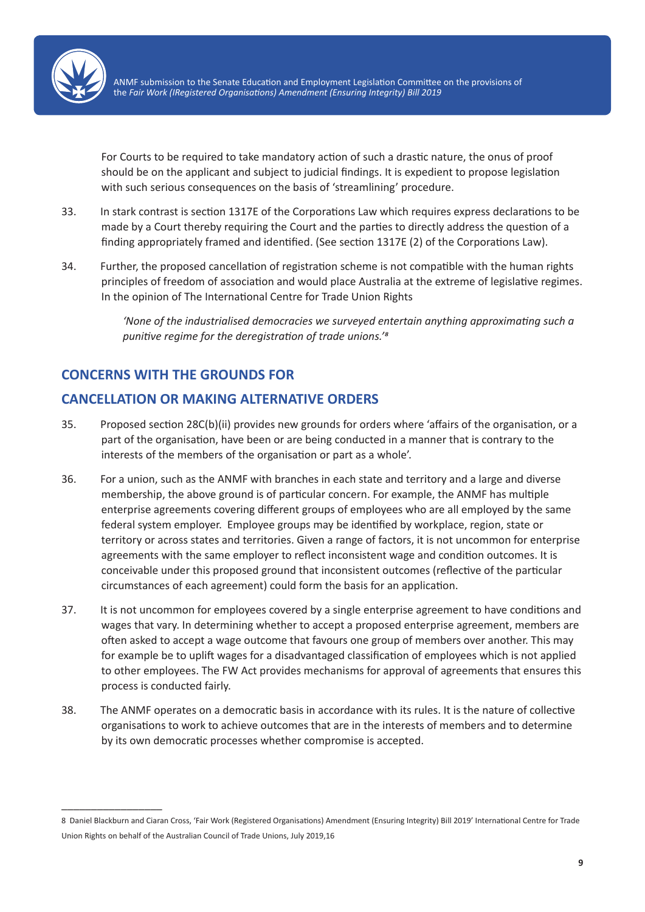For Courts to be required to take mandatory action of such a drastic nature, the onus of proof should be on the applicant and subject to judicial findings. It is expedient to propose legislation with such serious consequences on the basis of 'streamlining' procedure.

33. In stark contrast is section 1317E of the Corporations Law which requires express declarations to be made by a Court thereby requiring the Court and the parties to directly address the question of a finding appropriately framed and identified. (See section 1317E (2) of the Corporations Law).

34. Further, the proposed cancellation of registration scheme is not compatible with the human rights principles of freedom of association and would place Australia at the extreme of legislative regimes. In the opinion of The International Centre for Trade Union Rights

> *'None of the industrialised democracies we surveyed entertain anything approximating such a punitive regime for the deregistration of trade unions.'*[8]

## CONCERNS WITH THE GROUNDS FOR CANCELLATION OR MAKING ALTERNATIVE ORDERS

35. Proposed section 28C(b)(ii) provides new grounds for orders where 'affairs of the organisation, or a part of the organisation, have been or are being conducted in a manner that is contrary to the interests of the members of the organisation or part as a whole'.

36. For a union, such as the ANMF with branches in each state and territory and a large and diverse membership, the above ground is of particular concern. For example, the ANMF has multiple enterprise agreements covering different groups of employees who are all employed by the same federal system employer. Employee groups may be identified by workplace, region, state or territory or across states and territories. Given a range of factors, it is not uncommon for enterprise agreements with the same employer to reflect inconsistent wage and condition outcomes. It is conceivable under this proposed ground that inconsistent outcomes (reflective of the particular circumstances of each agreement) could form the basis for an application.

37. It is not uncommon for employees covered by a single enterprise agreement to have conditions and wages that vary. In determining whether to accept a proposed enterprise agreement, members are often asked to accept a wage outcome that favours one group of members over another. This may for example be to uplift wages for a disadvantaged classification of employees which is not applied to other employees. The FW Act provides mechanisms for approval of agreements that ensures this process is conducted fairly.

38. The ANMF operates on a democratic basis in accordance with its rules. It is the nature of collective organisations to work to achieve outcomes that are in the interests of members and to determine by its own democratic processes whether compromise is accepted.

---

8 Daniel Blackburn and Ciaran Cross, 'Fair Work (Registered Organisations) Amendment (Ensuring Integrity) Bill 2019' International Centre for Trade Union Rights on behalf of the Australian Council of Trade Unions, July 2019,16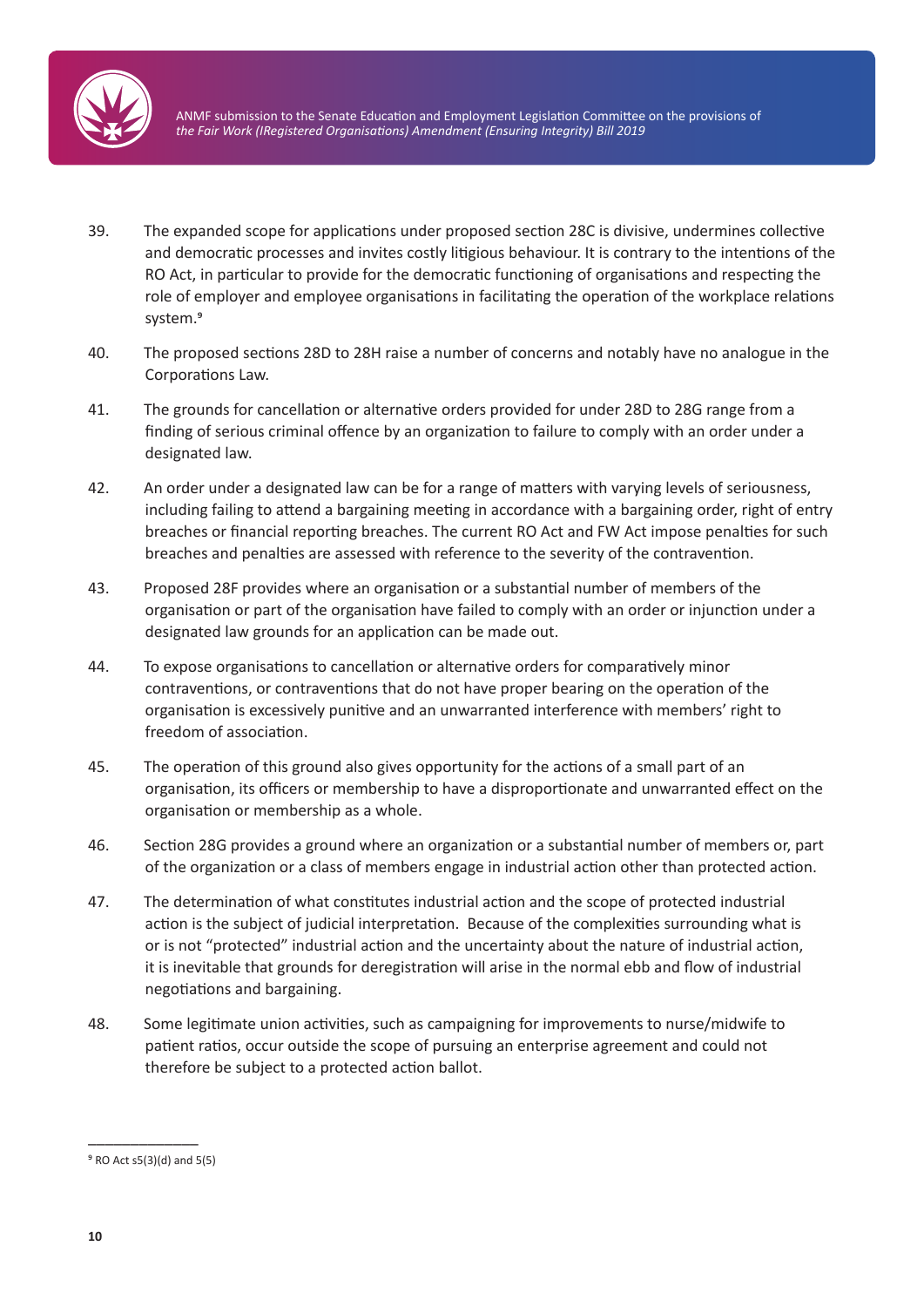39. The expanded scope for applications under proposed section 28C is divisive, undermines collective and democratic processes and invites costly litigious behaviour. It is contrary to the intentions of the RO Act, in particular to provide for the democratic functioning of organisations and respecting the role of employer and employee organisations in facilitating the operation of the workplace relations system.[9]

40. The proposed sections 28D to 28H raise a number of concerns and notably have no analogue in the Corporations Law.

41. The grounds for cancellation or alternative orders provided for under 28D to 28G range from a finding of serious criminal offence by an organization to failure to comply with an order under a designated law.

42. An order under a designated law can be for a range of matters with varying levels of seriousness, including failing to attend a bargaining meeting in accordance with a bargaining order, right of entry breaches or financial reporting breaches. The current RO Act and FW Act impose penalties for such breaches and penalties are assessed with reference to the severity of the contravention.

43. Proposed 28F provides where an organisation or a substantial number of members of the organisation or part of the organisation have failed to comply with an order or injunction under a designated law grounds for an application can be made out.

44. To expose organisations to cancellation or alternative orders for comparatively minor contraventions, or contraventions that do not have proper bearing on the operation of the organisation is excessively punitive and an unwarranted interference with members' right to freedom of association.

45. The operation of this ground also gives opportunity for the actions of a small part of an organisation, its officers or membership to have a disproportionate and unwarranted effect on the organisation or membership as a whole.

46. Section 28G provides a ground where an organization or a substantial number of members or, part of the organization or a class of members engage in industrial action other than protected action.

47. The determination of what constitutes industrial action and the scope of protected industrial action is the subject of judicial interpretation. Because of the complexities surrounding what is or is not "protected" industrial action and the uncertainty about the nature of industrial action, it is inevitable that grounds for deregistration will arise in the normal ebb and flow of industrial negotiations and bargaining.

48. Some legitimate union activities, such as campaigning for improvements to nurse/midwife to patient ratios, occur outside the scope of pursuing an enterprise agreement and could not therefore be subject to a protected action ballot.

---

[9] RO Act s5(3)(d) and 5(5)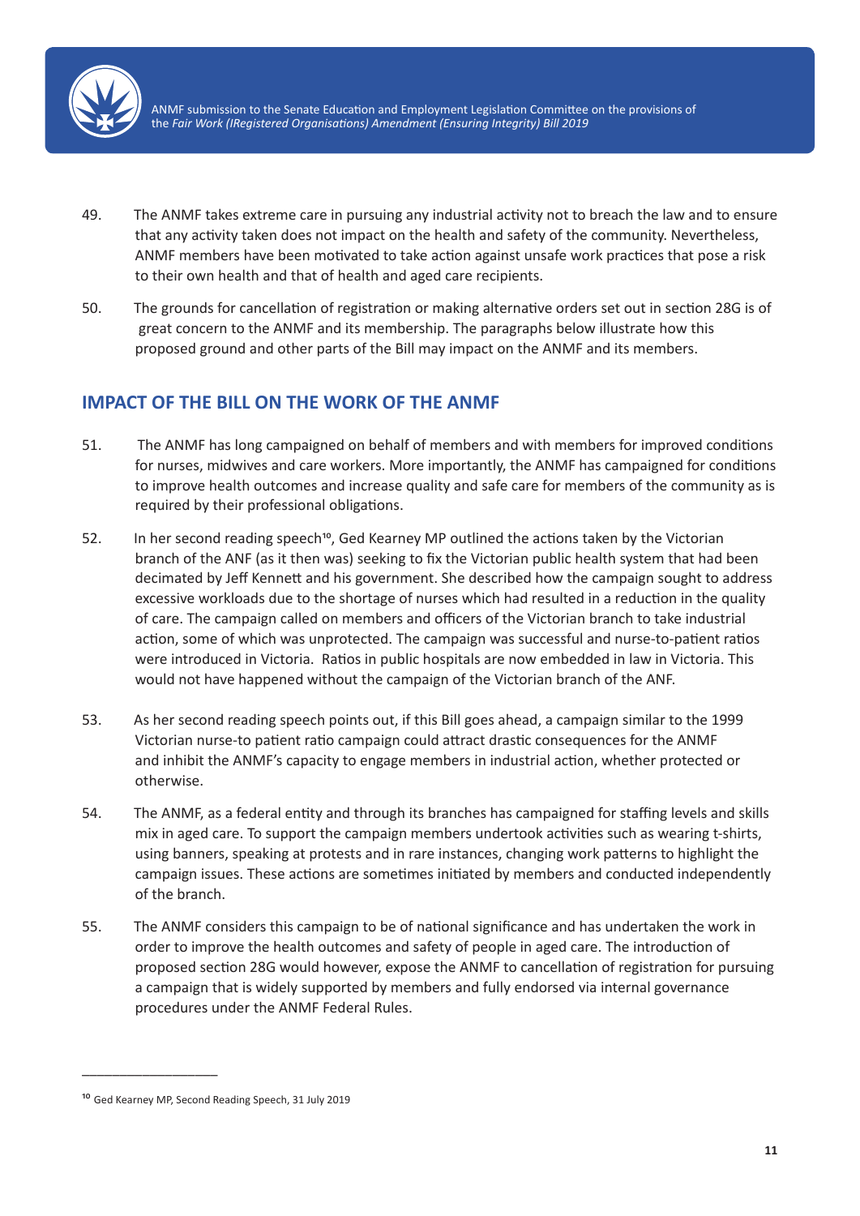49. The ANMF takes extreme care in pursuing any industrial activity not to breach the law and to ensure that any activity taken does not impact on the health and safety of the community. Nevertheless, ANMF members have been motivated to take action against unsafe work practices that pose a risk to their own health and that of health and aged care recipients.

50. The grounds for cancellation of registration or making alternative orders set out in section 28G is of great concern to the ANMF and its membership. The paragraphs below illustrate how this proposed ground and other parts of the Bill may impact on the ANMF and its members.

## IMPACT OF THE BILL ON THE WORK OF THE ANMF

51. The ANMF has long campaigned on behalf of members and with members for improved conditions for nurses, midwives and care workers. More importantly, the ANMF has campaigned for conditions to improve health outcomes and increase quality and safe care for members of the community as is required by their professional obligations.

52. In her second reading speech[10], Ged Kearney MP outlined the actions taken by the Victorian branch of the ANF (as it then was) seeking to fix the Victorian public health system that had been decimated by Jeff Kennett and his government. She described how the campaign sought to address excessive workloads due to the shortage of nurses which had resulted in a reduction in the quality of care. The campaign called on members and officers of the Victorian branch to take industrial action, some of which was unprotected. The campaign was successful and nurse-to-patient ratios were introduced in Victoria. Ratios in public hospitals are now embedded in law in Victoria. This would not have happened without the campaign of the Victorian branch of the ANF.

53. As her second reading speech points out, if this Bill goes ahead, a campaign similar to the 1999 Victorian nurse-to patient ratio campaign could attract drastic consequences for the ANMF and inhibit the ANMF's capacity to engage members in industrial action, whether protected or otherwise.

54. The ANMF, as a federal entity and through its branches has campaigned for staffing levels and skills mix in aged care. To support the campaign members undertook activities such as wearing t-shirts, using banners, speaking at protests and in rare instances, changing work patterns to highlight the campaign issues. These actions are sometimes initiated by members and conducted independently of the branch.

55. The ANMF considers this campaign to be of national significance and has undertaken the work in order to improve the health outcomes and safety of people in aged care. The introduction of proposed section 28G would however, expose the ANMF to cancellation of registration for pursuing a campaign that is widely supported by members and fully endorsed via internal governance procedures under the ANMF Federal Rules.

---

[10] Ged Kearney MP, Second Reading Speech, 31 July 2019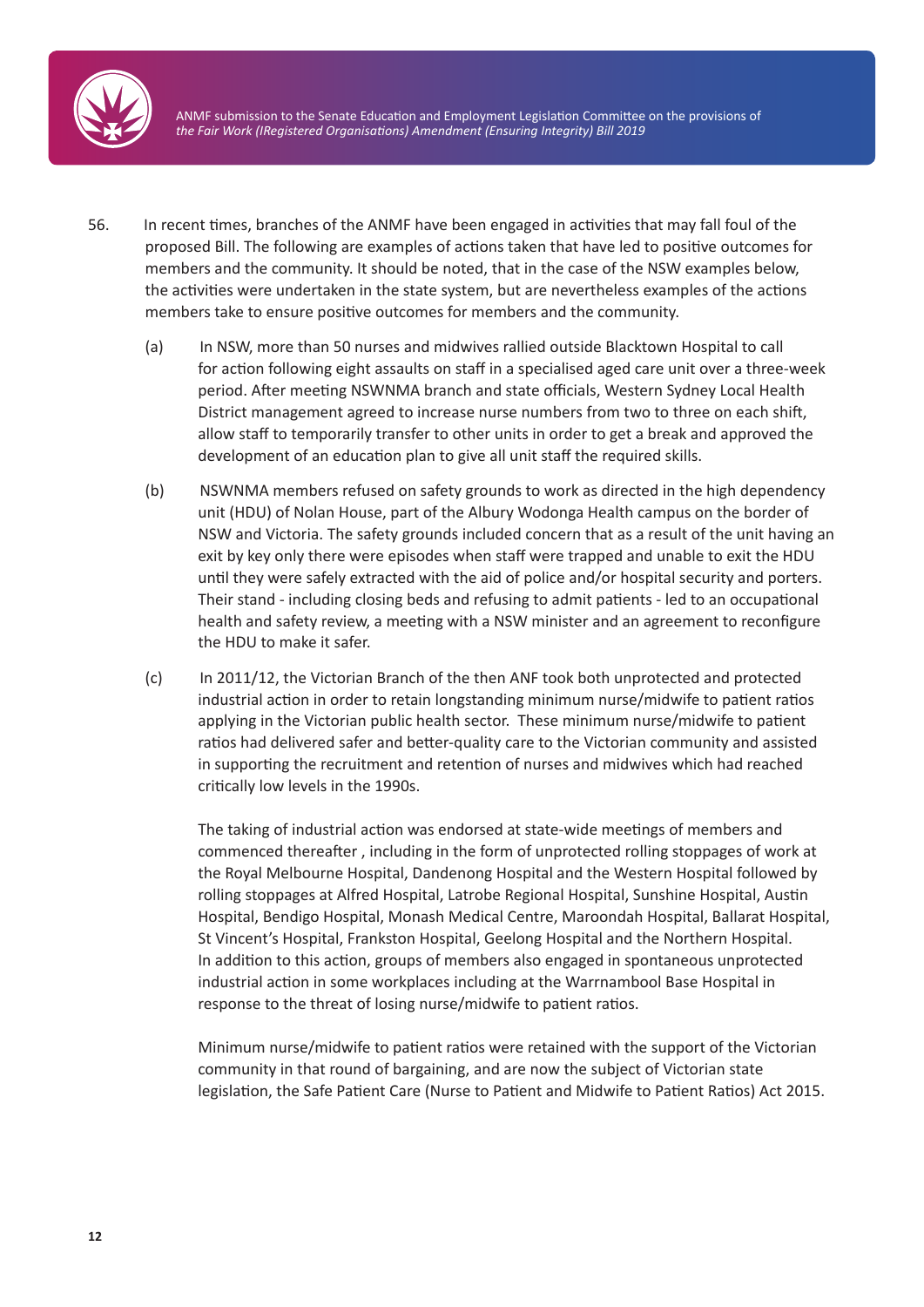56. In recent times, branches of the ANMF have been engaged in activities that may fall foul of the proposed Bill. The following are examples of actions taken that have led to positive outcomes for members and the community. It should be noted, that in the case of the NSW examples below, the activities were undertaken in the state system, but are nevertheless examples of the actions members take to ensure positive outcomes for members and the community.

    (a) In NSW, more than 50 nurses and midwives rallied outside Blacktown Hospital to call for action following eight assaults on staff in a specialised aged care unit over a three-week period. After meeting NSWNMA branch and state officials, Western Sydney Local Health District management agreed to increase nurse numbers from two to three on each shift, allow staff to temporarily transfer to other units in order to get a break and approved the development of an education plan to give all unit staff the required skills.

    (b) NSWNMA members refused on safety grounds to work as directed in the high dependency unit (HDU) of Nolan House, part of the Albury Wodonga Health campus on the border of NSW and Victoria. The safety grounds included concern that as a result of the unit having an exit by key only there were episodes when staff were trapped and unable to exit the HDU until they were safely extracted with the aid of police and/or hospital security and porters. Their stand - including closing beds and refusing to admit patients - led to an occupational health and safety review, a meeting with a NSW minister and an agreement to reconfigure the HDU to make it safer.

    (c) In 2011/12, the Victorian Branch of the then ANF took both unprotected and protected industrial action in order to retain longstanding minimum nurse/midwife to patient ratios applying in the Victorian public health sector. These minimum nurse/midwife to patient ratios had delivered safer and better-quality care to the Victorian community and assisted in supporting the recruitment and retention of nurses and midwives which had reached critically low levels in the 1990s.

        The taking of industrial action was endorsed at state-wide meetings of members and commenced thereafter , including in the form of unprotected rolling stoppages of work at the Royal Melbourne Hospital, Dandenong Hospital and the Western Hospital followed by rolling stoppages at Alfred Hospital, Latrobe Regional Hospital, Sunshine Hospital, Austin Hospital, Bendigo Hospital, Monash Medical Centre, Maroondah Hospital, Ballarat Hospital, St Vincent's Hospital, Frankston Hospital, Geelong Hospital and the Northern Hospital. In addition to this action, groups of members also engaged in spontaneous unprotected industrial action in some workplaces including at the Warrnambool Base Hospital in response to the threat of losing nurse/midwife to patient ratios.

        Minimum nurse/midwife to patient ratios were retained with the support of the Victorian community in that round of bargaining, and are now the subject of Victorian state legislation, the Safe Patient Care (Nurse to Patient and Midwife to Patient Ratios) Act 2015.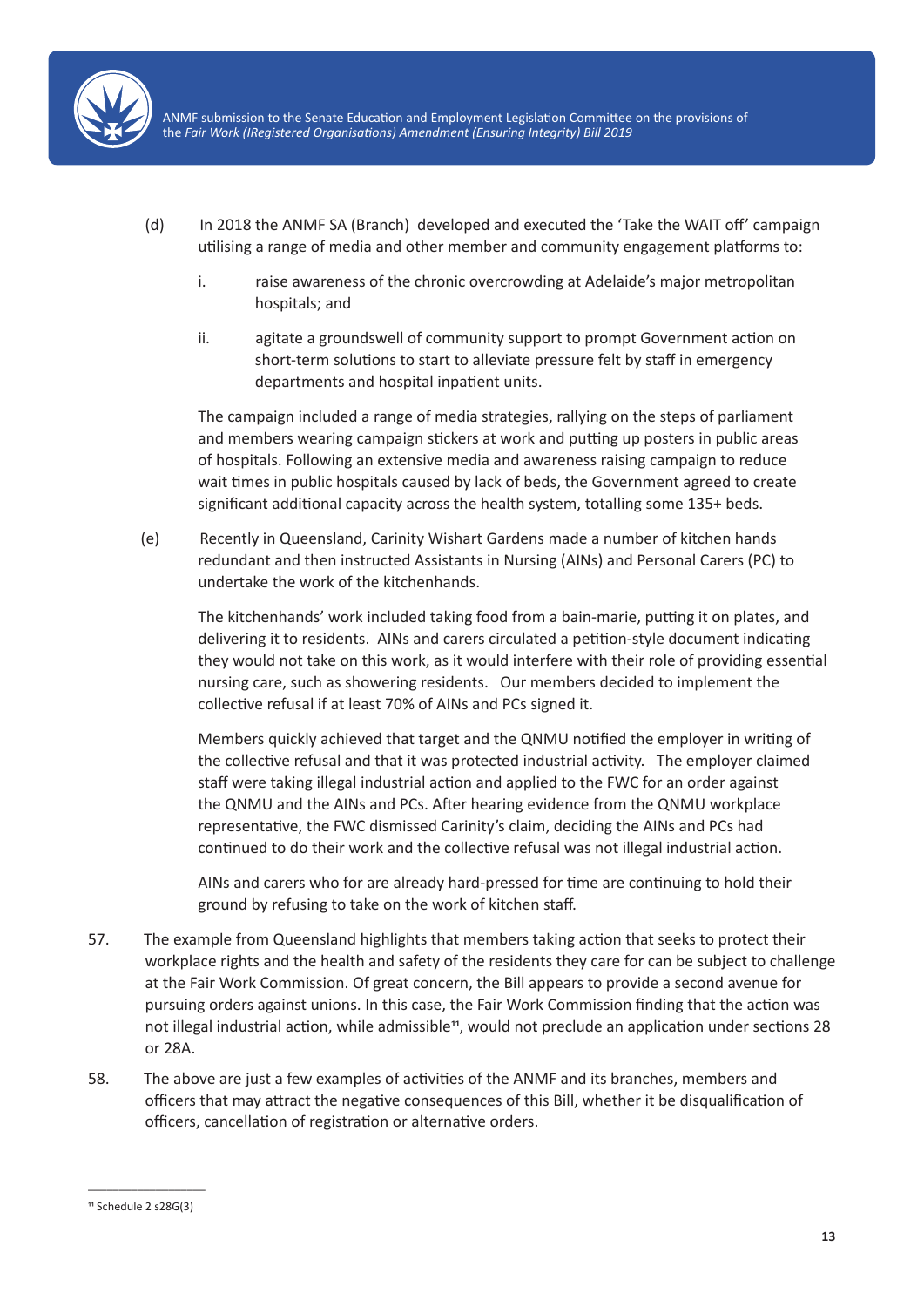(d) In 2018 the ANMF SA (Branch) developed and executed the 'Take the WAIT off' campaign utilising a range of media and other member and community engagement platforms to:

  i. raise awareness of the chronic overcrowding at Adelaide's major metropolitan hospitals; and

  ii. agitate a groundswell of community support to prompt Government action on short-term solutions to start to alleviate pressure felt by staff in emergency departments and hospital inpatient units.

  The campaign included a range of media strategies, rallying on the steps of parliament and members wearing campaign stickers at work and putting up posters in public areas of hospitals. Following an extensive media and awareness raising campaign to reduce wait times in public hospitals caused by lack of beds, the Government agreed to create significant additional capacity across the health system, totalling some 135+ beds.

(e) Recently in Queensland, Carinity Wishart Gardens made a number of kitchen hands redundant and then instructed Assistants in Nursing (AINs) and Personal Carers (PC) to undertake the work of the kitchenhands.

  The kitchenhands' work included taking food from a bain-marie, putting it on plates, and delivering it to residents. AINs and carers circulated a petition-style document indicating they would not take on this work, as it would interfere with their role of providing essential nursing care, such as showering residents. Our members decided to implement the collective refusal if at least 70% of AINs and PCs signed it.

  Members quickly achieved that target and the QNMU notified the employer in writing of the collective refusal and that it was protected industrial activity. The employer claimed staff were taking illegal industrial action and applied to the FWC for an order against the QNMU and the AINs and PCs. After hearing evidence from the QNMU workplace representative, the FWC dismissed Carinity's claim, deciding the AINs and PCs had continued to do their work and the collective refusal was not illegal industrial action.

  AINs and carers who for are already hard-pressed for time are continuing to hold their ground by refusing to take on the work of kitchen staff.

57. The example from Queensland highlights that members taking action that seeks to protect their workplace rights and the health and safety of the residents they care for can be subject to challenge at the Fair Work Commission. Of great concern, the Bill appears to provide a second avenue for pursuing orders against unions. In this case, the Fair Work Commission finding that the action was not illegal industrial action, while admissible[11], would not preclude an application under sections 28 or 28A.

58. The above are just a few examples of activities of the ANMF and its branches, members and officers that may attract the negative consequences of this Bill, whether it be disqualification of officers, cancellation of registration or alternative orders.

---

[11] Schedule 2 s28G(3)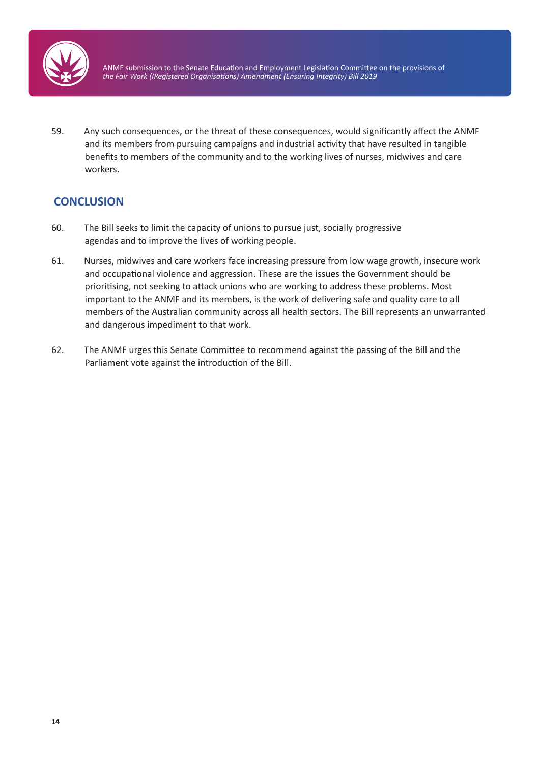59. Any such consequences, or the threat of these consequences, would significantly affect the ANMF and its members from pursuing campaigns and industrial activity that have resulted in tangible benefits to members of the community and to the working lives of nurses, midwives and care workers.

## CONCLUSION

60. The Bill seeks to limit the capacity of unions to pursue just, socially progressive agendas and to improve the lives of working people.

61. Nurses, midwives and care workers face increasing pressure from low wage growth, insecure work and occupational violence and aggression. These are the issues the Government should be prioritising, not seeking to attack unions who are working to address these problems. Most important to the ANMF and its members, is the work of delivering safe and quality care to all members of the Australian community across all health sectors. The Bill represents an unwarranted and dangerous impediment to that work.

62. The ANMF urges this Senate Committee to recommend against the passing of the Bill and the Parliament vote against the introduction of the Bill.